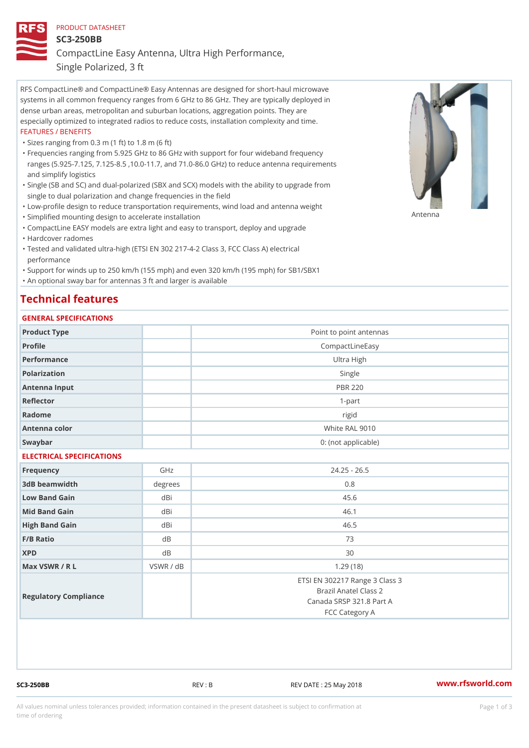PRODUCT DATASHEET

# SC3-250BB

## CompactLine Easy Antenna, Ultra High Performance, Single Polarized, 3 ft

RFS CompactLine® and CompactLine® Easy Antennas are designed for short-haul microwave systems in all common frequency ranges from 6 GHz to 86 GHz. They are typically deployed in dense urban areas, metropolitan and suburban locations, aggregation points. They are especially optimized to integrated radios to reduce costs, installation complexity and time.

FEATURES / BENEFITS

- Sizes ranging from 0.3 m (1 ft) to 1.8 m (6 ft)
- Frequencies ranging from 5.925 GHz to 86 GHz with support for four wideband frequency ranges (5.925-7.125, 7.125-8.5 ,10.0-11.7, and 71.0-86.0 GHz) to reduce antenna requirements and simplify logistics
- Single (SB and SC) and dual-polarized (SBX and SCX) models with the ability to upgrade from single to dual polarization and change frequencies in the field
- Low-profile design to reduce transportation requirements, wind load and antenna weight
- Simplified mounting design to accelerate installation
- CompactLine EASY models are extra light and easy to transport, deploy and upgrade
- Hardcover radomes
- Tested and validated ultra-high (ETSI EN 302 217-4-2 Class 3, FCC Class A) electrical performance
- Support for winds up to 250 km/h (155 mph) and even 320 km/h (195 mph) for SB1/SBX1
- An optional sway bar for antennas 3 ft and larger is available

Antenna

## Technical features

### GENERAL SPECIFICATIONS

| | | |
|---|---|---|
| Product Type | | Point to point antennas |
| Profile | | CompactLineEasy |
| Performance | | Ultra High |
| Polarization | | Single |
| Antenna Input | | PBR 220 |
| Reflector | | 1-part |
| Radome | | rigid |
| Antenna color | | White RAL 9010 |
| Swaybar | | 0: (not applicable) |

### ELECTRICAL SPECIFICATIONS

| | | |
|---|---|---|
| Frequency | GHz | 24.25 - 26.5 |
| 3dB beamwidth | degrees | 0.8 |
| Low Band Gain | dBi | 45.6 |
| Mid Band Gain | dBi | 46.1 |
| High Band Gain | dBi | 46.5 |
| F/B Ratio | dB | 73 |
| XPD | dB | 30 |
| Max VSWR / R L | VSWR / dB | 1.29 (18) |
| Regulatory Compliance | | ETSI EN 302217 Range 3 Class 3<br>Brazil Anatel Class 2<br>Canada SRSP 321.8 Part A<br>FCC Category A |

SC3-250BB REV : B REV DATE : 25 May 2018 www.rfsworld.com

All values nominal unless tolerances provided; information contained in the present datasheet is subject to confirmation at time of ordering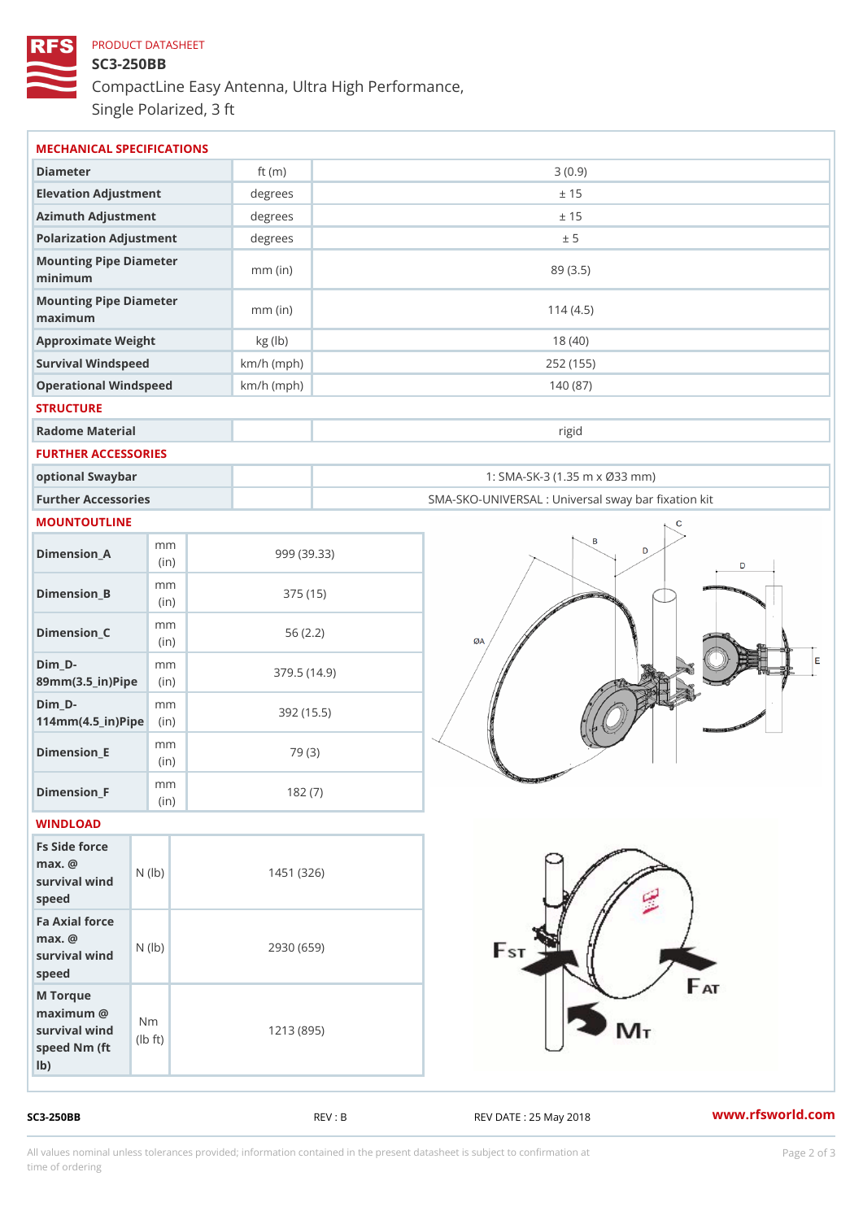PRODUCT DATASHEET

# SC3-250BB

CompactLine Easy Antenna, Ultra High Performance, Single Polarized, 3 ft

## MECHANICAL SPECIFICATIONS

| | | |
|---|---|---|
| Diameter | ft (m) | 3 (0.9) |
| Elevation Adjustment | degrees | ± 15 |
| Azimuth Adjustment | degrees | ± 15 |
| Polarization Adjustment | degrees | ± 5 |
| Mounting Pipe Diameter minimum | mm (in) | 89 (3.5) |
| Mounting Pipe Diameter maximum | mm (in) | 114 (4.5) |
| Approximate Weight | kg (lb) | 18 (40) |
| Survival Windspeed | km/h (mph) | 252 (155) |
| Operational Windspeed | km/h (mph) | 140 (87) |

## STRUCTURE

| | | |
|---|---|---|
| Radome Material | | rigid |

## FURTHER ACCESSORIES

| | | |
|---|---|---|
| optional Swaybar | | 1: SMA-SK-3 (1.35 m x Ø33 mm) |
| Further Accessories | | SMA-SKO-UNIVERSAL : Universal sway bar fixation kit |

## MOUNTOUTLINE

| | | |
|---|---|---|
| Dimension_A | mm (in) | 999 (39.33) |
| Dimension_B | mm (in) | 375 (15) |
| Dimension_C | mm (in) | 56 (2.2) |
| Dim_D-89mm(3.5_in)Pipe | mm (in) | 379.5 (14.9) |
| Dim_D-114mm(4.5_in)Pipe | mm (in) | 392 (15.5) |
| Dimension_E | mm (in) | 79 (3) |
| Dimension_F | mm (in) | 182 (7) |

## WINDLOAD

| | | |
|---|---|---|
| Fs Side force max. @ survival wind speed | N (lb) | 1451 (326) |
| Fa Axial force max. @ survival wind speed | N (lb) | 2930 (659) |
| M Torque maximum @ survival wind speed Nm (ft lb) | Nm (lb ft) | 1213 (895) |

SC3-250BB REV : B REV DATE : 25 May 2018 www.rfsworld.com

All values nominal unless tolerances provided; information contained in the present datasheet is subject to confirmation at time of ordering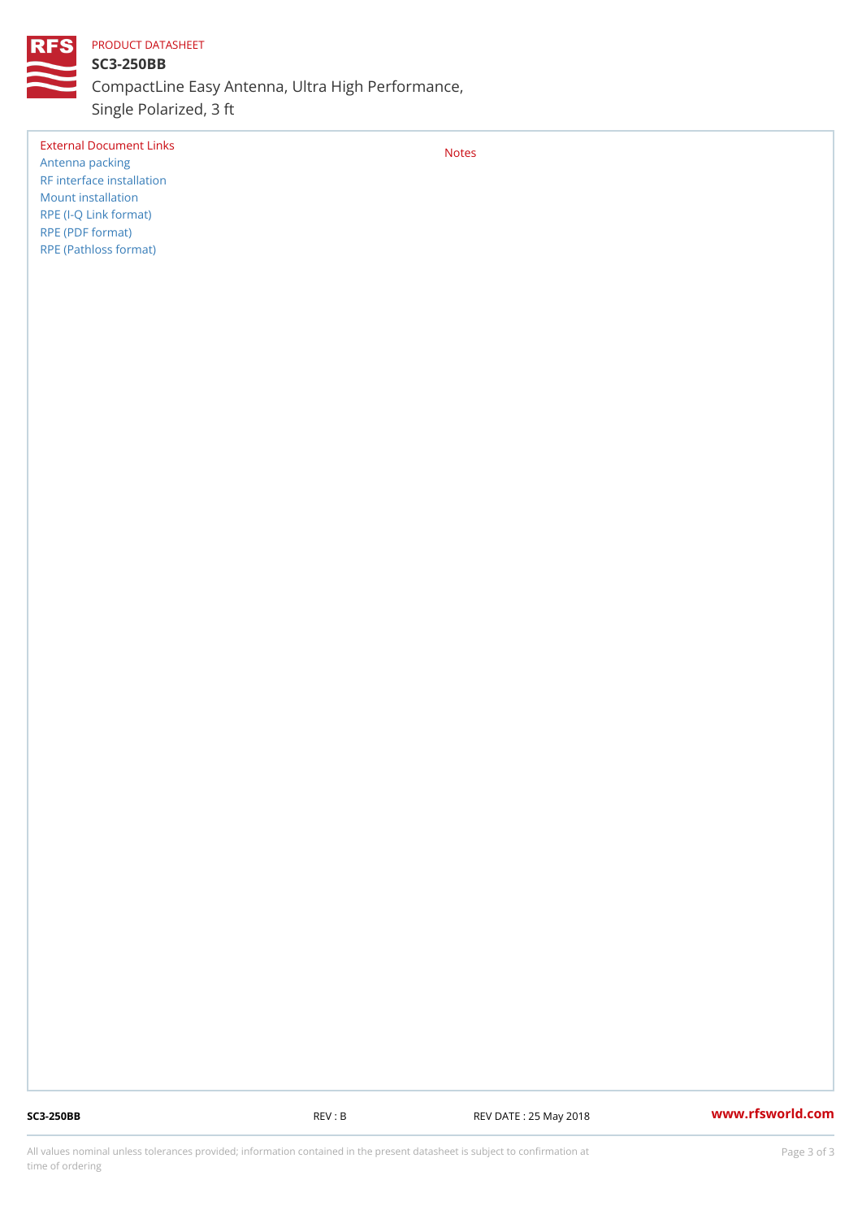PRODUCT DATASHEET

# SC3-250BB

CompactLine Easy Antenna, Ultra High Performance, Single Polarized, 3 ft

## External Document Links

- Antenna packing
- RF interface installation
- Mount installation
- RPE (I-Q Link format)
- RPE (PDF format)
- RPE (Pathloss format)

## Notes

SC3-250BB REV : B REV DATE : 25 May 2018 www.rfsworld.com

All values nominal unless tolerances provided; information contained in the present datasheet is subject to confirmation at time of ordering